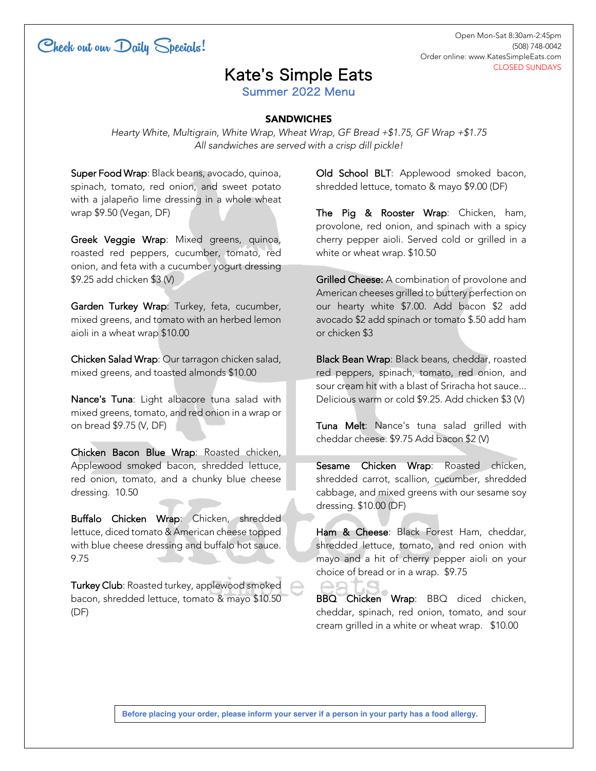Check out our Daily Specials!

Open Mon-Sat 8:30am-2:45pm
(508) 748-0042
Order online: www.KatesSimpleEats.com
CLOSED SUNDAYS

# Kate's Simple Eats

### Summer 2022 Menu

## SANDWICHES

*Hearty White, Multigrain, White Wrap, Wheat Wrap, GF Bread +$1.75, GF Wrap +$1.75*
*All sandwiches are served with a crisp dill pickle!*

**Super Food Wrap**: Black beans, avocado, quinoa, spinach, tomato, red onion, and sweet potato with a jalapeño lime dressing in a whole wheat wrap $9.50 (Vegan, DF)

**Greek Veggie Wrap**: Mixed greens, quinoa, roasted red peppers, cucumber, tomato, red onion, and feta with a cucumber yogurt dressing $9.25 add chicken $3 (V)

**Garden Turkey Wrap**: Turkey, feta, cucumber, mixed greens, and tomato with an herbed lemon aioli in a wheat wrap $10.00

**Chicken Salad Wrap**: Our tarragon chicken salad, mixed greens, and toasted almonds $10.00

**Nance's Tuna**: Light albacore tuna salad with mixed greens, tomato, and red onion in a wrap or on bread $9.75 (V, DF)

**Chicken Bacon Blue Wrap**: Roasted chicken, Applewood smoked bacon, shredded lettuce, red onion, tomato, and a chunky blue cheese dressing. 10.50

**Buffalo Chicken Wrap**: Chicken, shredded lettuce, diced tomato & American cheese topped with blue cheese dressing and buffalo hot sauce. 9.75

**Turkey Club**: Roasted turkey, applewood smoked bacon, shredded lettuce, tomato & mayo $10.50 (DF)

**Old School BLT**: Applewood smoked bacon, shredded lettuce, tomato & mayo $9.00 (DF)

**The Pig & Rooster Wrap**: Chicken, ham, provolone, red onion, and spinach with a spicy cherry pepper aioli. Served cold or grilled in a white or wheat wrap. $10.50

**Grilled Cheese:** A combination of provolone and American cheeses grilled to buttery perfection on our hearty white $7.00. Add bacon $2 add avocado $2 add spinach or tomato $.50 add ham or chicken $3

**Black Bean Wrap**: Black beans, cheddar, roasted red peppers, spinach, tomato, red onion, and sour cream hit with a blast of Sriracha hot sauce... Delicious warm or cold $9.25. Add chicken $3 (V)

**Tuna Melt**: Nance's tuna salad grilled with cheddar cheese. $9.75 Add bacon $2 (V)

**Sesame Chicken Wrap**: Roasted chicken, shredded carrot, scallion, cucumber, shredded cabbage, and mixed greens with our sesame soy dressing. $10.00 (DF)

**Ham & Cheese**: Black Forest Ham, cheddar, shredded lettuce, tomato, and red onion with mayo and a hit of cherry pepper aioli on your choice of bread or in a wrap. $9.75

**BBQ Chicken Wrap**: BBQ diced chicken, cheddar, spinach, red onion, tomato, and sour cream grilled in a white or wheat wrap. $10.00

**Before placing your order, please inform your server if a person in your party has a food allergy.**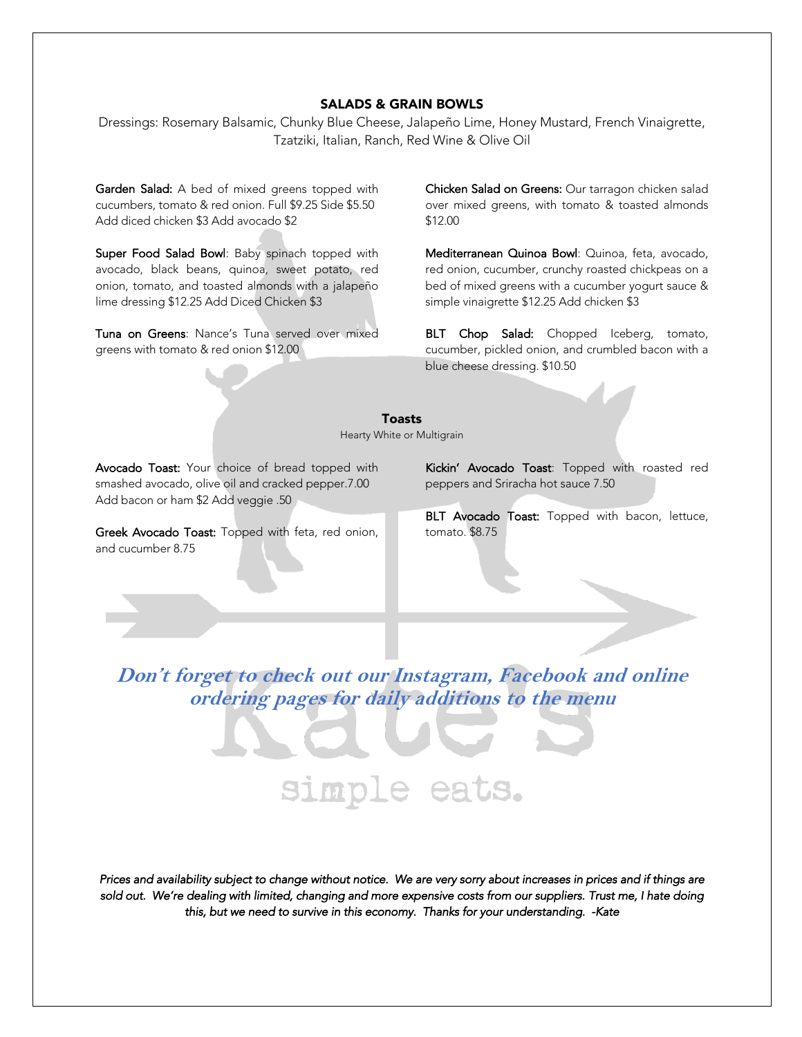## SALADS & GRAIN BOWLS

Dressings: Rosemary Balsamic, Chunky Blue Cheese, Jalapeño Lime, Honey Mustard, French Vinaigrette, Tzatziki, Italian, Ranch, Red Wine & Olive Oil

**Garden Salad:** A bed of mixed greens topped with cucumbers, tomato & red onion. Full $9.25 Side $5.50 Add diced chicken $3 Add avocado $2

**Super Food Salad Bowl**: Baby spinach topped with avocado, black beans, quinoa, sweet potato, red onion, tomato, and toasted almonds with a jalapeño lime dressing $12.25 Add Diced Chicken $3

**Tuna on Greens**: Nance's Tuna served over mixed greens with tomato & red onion $12.00

**Chicken Salad on Greens:** Our tarragon chicken salad over mixed greens, with tomato & toasted almonds $12.00

**Mediterranean Quinoa Bowl**: Quinoa, feta, avocado, red onion, cucumber, crunchy roasted chickpeas on a bed of mixed greens with a cucumber yogurt sauce & simple vinaigrette $12.25 Add chicken $3

**BLT Chop Salad:** Chopped Iceberg, tomato, cucumber, pickled onion, and crumbled bacon with a blue cheese dressing. $10.50

## Toasts

Hearty White or Multigrain

**Avocado Toast:** Your choice of bread topped with smashed avocado, olive oil and cracked pepper.7.00 Add bacon or ham $2 Add veggie .50

**Greek Avocado Toast:** Topped with feta, red onion, and cucumber 8.75

**Kickin' Avocado Toast**: Topped with roasted red peppers and Sriracha hot sauce 7.50

**BLT Avocado Toast:** Topped with bacon, lettuce, tomato. $8.75

***Don't forget to check out our Instagram, Facebook and online ordering pages for daily additions to the menu***

Kate's

simple eats.

*Prices and availability subject to change without notice. We are very sorry about increases in prices and if things are sold out. We're dealing with limited, changing and more expensive costs from our suppliers. Trust me, I hate doing this, but we need to survive in this economy. Thanks for your understanding. -Kate*